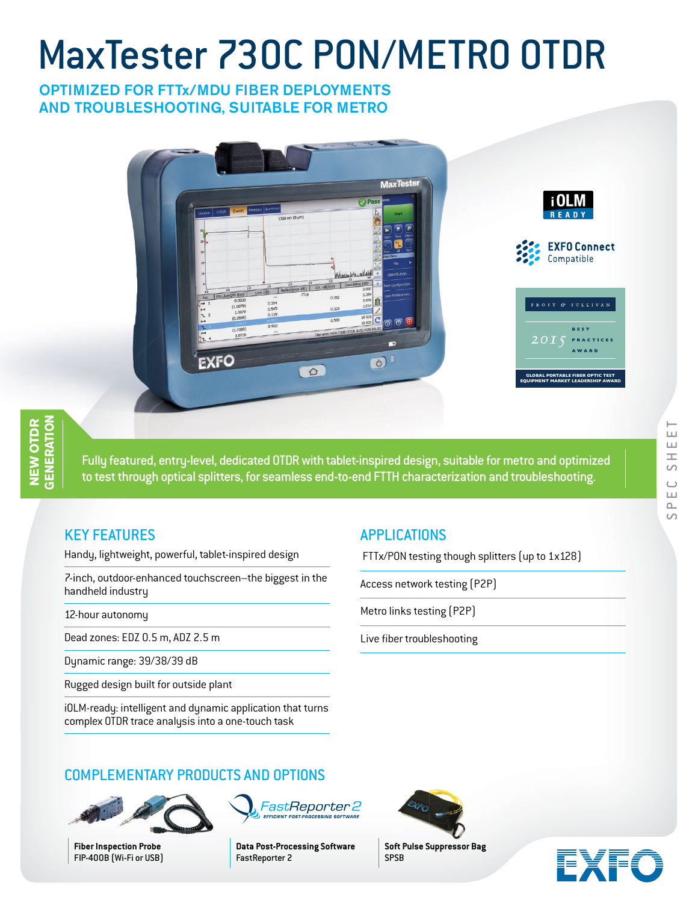# MaxTester 730C PON/METRO OTDR

## OPTIMIZED FOR FTTx/MDU FIBER DEPLOYMENTS AND TROUBLESHOOTING, SUITABLE FOR METRO

iOLM READY

EXFO Connect Compatible

FROST & SULLIVAN 2015 BEST PRACTICES AWARD — GLOBAL PORTABLE FIBER OPTIC TEST EQUIPMENT MARKET LEADERSHIP AWARD

NEW OTDR GENERATION

Fully featured, entry-level, dedicated OTDR with tablet-inspired design, suitable for metro and optimized to test through optical splitters, for seamless end-to-end FTTH characterization and troubleshooting.

SPEC SHEET

## KEY FEATURES

- Handy, lightweight, powerful, tablet-inspired design
- 7-inch, outdoor-enhanced touchscreen—the biggest in the handheld industry
- 12-hour autonomy
- Dead zones: EDZ 0.5 m, ADZ 2.5 m
- Dynamic range: 39/38/39 dB
- Rugged design built for outside plant
- iOLM-ready: intelligent and dynamic application that turns complex OTDR trace analysis into a one-touch task

## APPLICATIONS

- FTTx/PON testing though splitters (up to 1x128)
- Access network testing (P2P)
- Metro links testing (P2P)
- Live fiber troubleshooting

## COMPLEMENTARY PRODUCTS AND OPTIONS

**Fiber Inspection Probe**
FIP-400B (Wi-Fi or USB)

**Data Post-Processing Software**
FastReporter 2

**Soft Pulse Suppressor Bag**
SPSB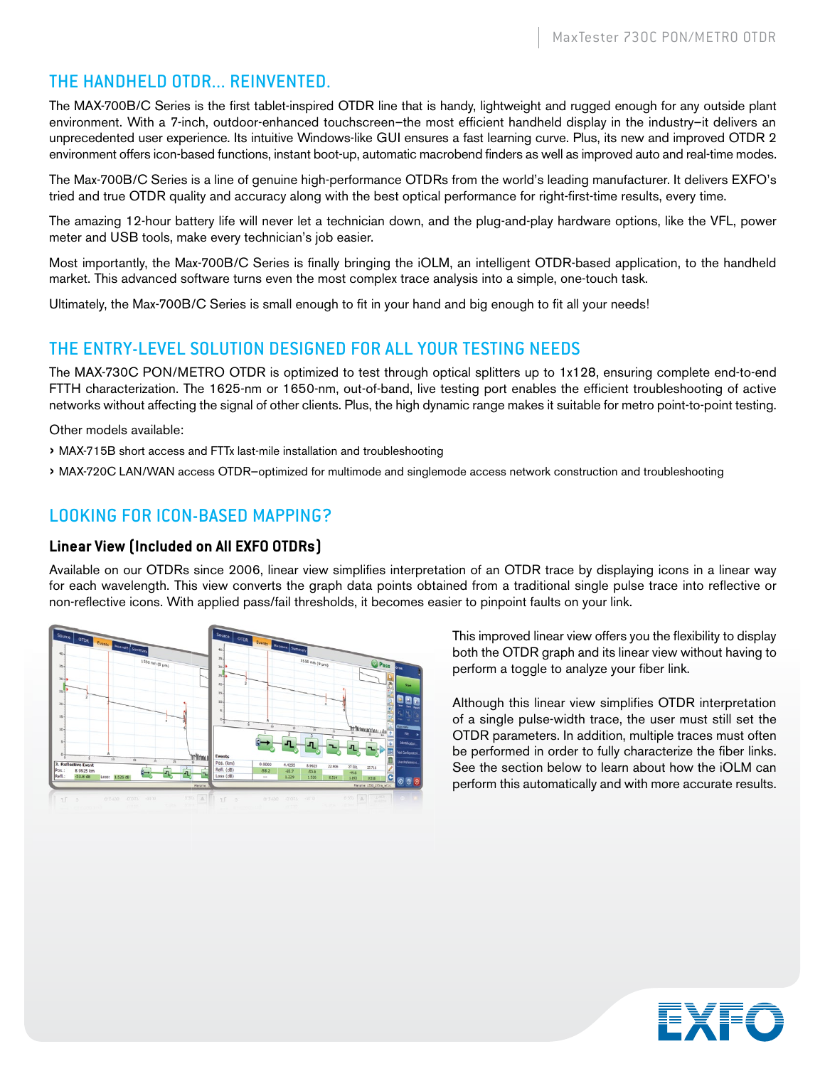## THE HANDHELD OTDR... REINVENTED.

The MAX-700B/C Series is the first tablet-inspired OTDR line that is handy, lightweight and rugged enough for any outside plant environment. With a 7-inch, outdoor-enhanced touchscreen–the most efficient handheld display in the industry–it delivers an unprecedented user experience. Its intuitive Windows-like GUI ensures a fast learning curve. Plus, its new and improved OTDR 2 environment offers icon-based functions, instant boot-up, automatic macrobend finders as well as improved auto and real-time modes.

The Max-700B/C Series is a line of genuine high-performance OTDRs from the world's leading manufacturer. It delivers EXFO's tried and true OTDR quality and accuracy along with the best optical performance for right-first-time results, every time.

The amazing 12-hour battery life will never let a technician down, and the plug-and-play hardware options, like the VFL, power meter and USB tools, make every technician's job easier.

Most importantly, the Max-700B/C Series is finally bringing the iOLM, an intelligent OTDR-based application, to the handheld market. This advanced software turns even the most complex trace analysis into a simple, one-touch task.

Ultimately, the Max-700B/C Series is small enough to fit in your hand and big enough to fit all your needs!

## THE ENTRY-LEVEL SOLUTION DESIGNED FOR ALL YOUR TESTING NEEDS

The MAX-730C PON/METRO OTDR is optimized to test through optical splitters up to 1x128, ensuring complete end-to-end FTTH characterization. The 1625-nm or 1650-nm, out-of-band, live testing port enables the efficient troubleshooting of active networks without affecting the signal of other clients. Plus, the high dynamic range makes it suitable for metro point-to-point testing.

Other models available:

- MAX-715B short access and FTTx last-mile installation and troubleshooting
- MAX-720C LAN/WAN access OTDR–optimized for multimode and singlemode access network construction and troubleshooting

## LOOKING FOR ICON-BASED MAPPING?

### Linear View (Included on All EXFO OTDRs)

Available on our OTDRs since 2006, linear view simplifies interpretation of an OTDR trace by displaying icons in a linear way for each wavelength. This view converts the graph data points obtained from a traditional single pulse trace into reflective or non-reflective icons. With applied pass/fail thresholds, it becomes easier to pinpoint faults on your link.

This improved linear view offers you the flexibility to display both the OTDR graph and its linear view without having to perform a toggle to analyze your fiber link.

Although this linear view simplifies OTDR interpretation of a single pulse-width trace, the user must still set the OTDR parameters. In addition, multiple traces must often be performed in order to fully characterize the fiber links. See the section below to learn about how the iOLM can perform this automatically and with more accurate results.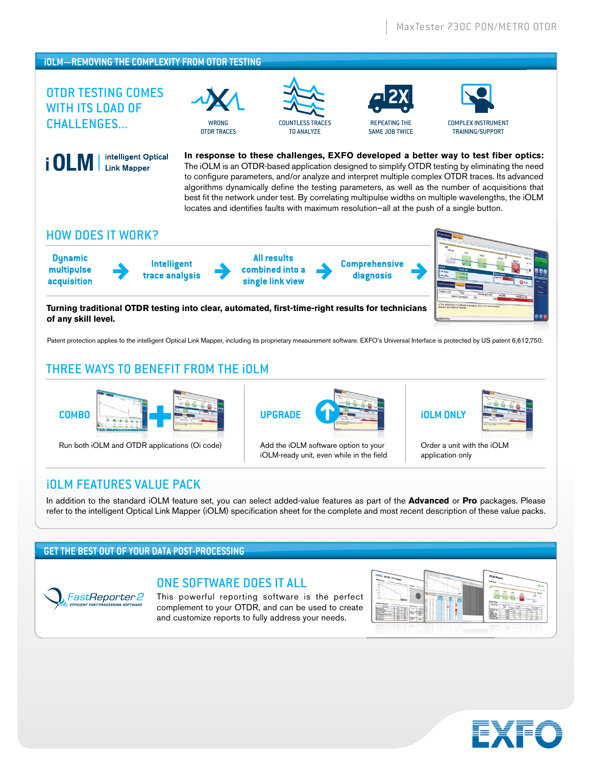## iOLM—REMOVING THE COMPLEXITY FROM OTDR TESTING

### OTDR TESTING COMES WITH ITS LOAD OF CHALLENGES...

WRONG OTDR TRACES

COUNTLESS TRACES TO ANALYZE

REPEATING THE SAME JOB TWICE

COMPLEX INSTRUMENT TRAINING/SUPPORT

**iOLM** | intelligent Optical Link Mapper

**In response to these challenges, EXFO developed a better way to test fiber optics:** The iOLM is an OTDR-based application designed to simplify OTDR testing by eliminating the need to configure parameters, and/or analyze and interpret multiple complex OTDR traces. Its advanced algorithms dynamically define the testing parameters, as well as the number of acquisitions that best fit the network under test. By correlating multipulse widths on multiple wavelengths, the iOLM locates and identifies faults with maximum resolution—all at the push of a single button.

### HOW DOES IT WORK?

Dynamic multipulse acquisition → Intelligent trace analysis → All results combined into a single link view → Comprehensive diagnosis →

**Turning traditional OTDR testing into clear, automated, first-time-right results for technicians of any skill level.**

Patent protection applies to the intelligent Optical Link Mapper, including its proprietary measurement software. EXFO's Universal Interface is protected by US patent 6,612,750.

### THREE WAYS TO BENEFIT FROM THE iOLM

**COMBO**
Run both iOLM and OTDR applications (Oi code)

**UPGRADE**
Add the iOLM software option to your iOLM-ready unit, even while in the field

**iOLM ONLY**
Order a unit with the iOLM application only

### iOLM FEATURES VALUE PACK

In addition to the standard iOLM feature set, you can select added-value features as part of the **Advanced** or **Pro** packages. Please refer to the intelligent Optical Link Mapper (iOLM) specification sheet for the complete and most recent description of these value packs.

## GET THE BEST OUT OF YOUR DATA POST-PROCESSING

FastReporter 2 — EFFICIENT POST-PROCESSING SOFTWARE

### ONE SOFTWARE DOES IT ALL

This powerful reporting software is the perfect complement to your OTDR, and can be used to create and customize reports to fully address your needs.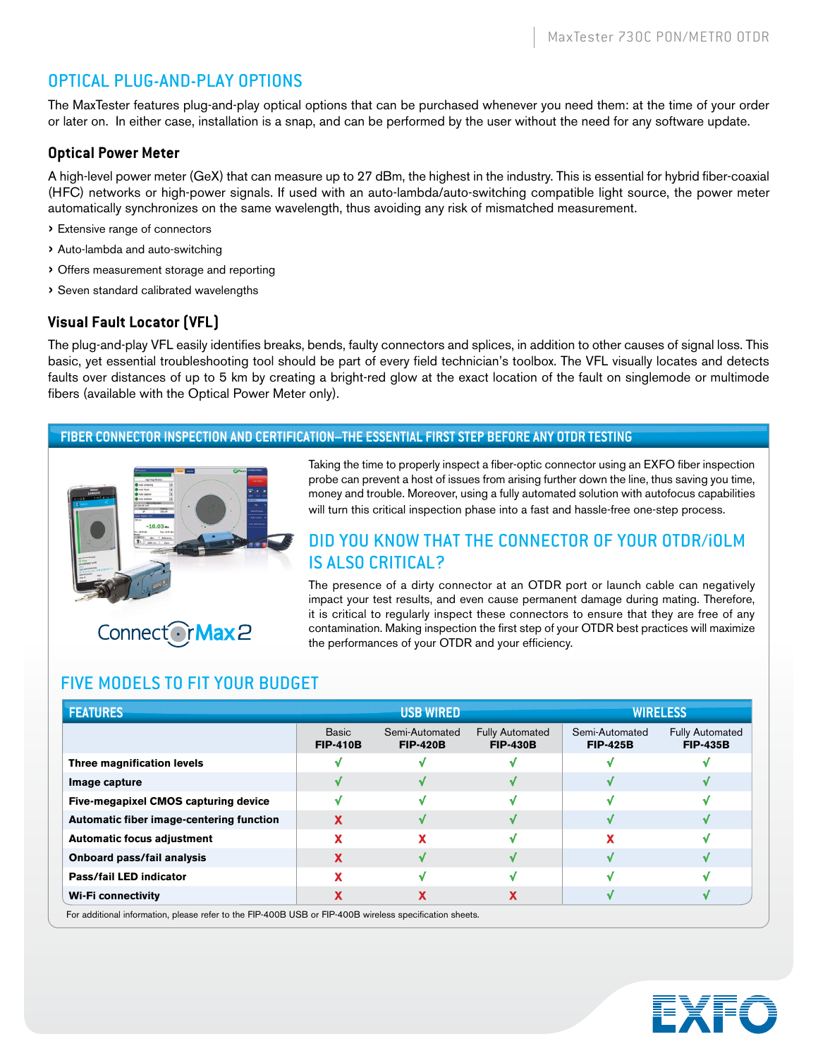## OPTICAL PLUG-AND-PLAY OPTIONS

The MaxTester features plug-and-play optical options that can be purchased whenever you need them: at the time of your order or later on. In either case, installation is a snap, and can be performed by the user without the need for any software update.

### Optical Power Meter

A high-level power meter (GeX) that can measure up to 27 dBm, the highest in the industry. This is essential for hybrid fiber-coaxial (HFC) networks or high-power signals. If used with an auto-lambda/auto-switching compatible light source, the power meter automatically synchronizes on the same wavelength, thus avoiding any risk of mismatched measurement.

- Extensive range of connectors
- Auto-lambda and auto-switching
- Offers measurement storage and reporting
- Seven standard calibrated wavelengths

### Visual Fault Locator (VFL)

The plug-and-play VFL easily identifies breaks, bends, faulty connectors and splices, in addition to other causes of signal loss. This basic, yet essential troubleshooting tool should be part of every field technician's toolbox. The VFL visually locates and detects faults over distances of up to 5 km by creating a bright-red glow at the exact location of the fault on singlemode or multimode fibers (available with the Optical Power Meter only).

## FIBER CONNECTOR INSPECTION AND CERTIFICATION—THE ESSENTIAL FIRST STEP BEFORE ANY OTDR TESTING

ConnectorMax2

Taking the time to properly inspect a fiber-optic connector using an EXFO fiber inspection probe can prevent a host of issues from arising further down the line, thus saving you time, money and trouble. Moreover, using a fully automated solution with autofocus capabilities will turn this critical inspection phase into a fast and hassle-free one-step process.

### DID YOU KNOW THAT THE CONNECTOR OF YOUR OTDR/iOLM IS ALSO CRITICAL?

The presence of a dirty connector at an OTDR port or launch cable can negatively impact your test results, and even cause permanent damage during mating. Therefore, it is critical to regularly inspect these connectors to ensure that they are free of any contamination. Making inspection the first step of your OTDR best practices will maximize the performances of your OTDR and your efficiency.

### FIVE MODELS TO FIT YOUR BUDGET

| FEATURES | USB WIRED | | | WIRELESS | |
|---|---|---|---|---|---|
| | Basic **FIP-410B** | Semi-Automated **FIP-420B** | Fully Automated **FIP-430B** | Semi-Automated **FIP-425B** | Fully Automated **FIP-435B** |
| **Three magnification levels** | ✓ | ✓ | ✓ | ✓ | ✓ |
| **Image capture** | ✓ | ✓ | ✓ | ✓ | ✓ |
| **Five-megapixel CMOS capturing device** | ✓ | ✓ | ✓ | ✓ | ✓ |
| **Automatic fiber image-centering function** | X | ✓ | ✓ | ✓ | ✓ |
| **Automatic focus adjustment** | X | X | ✓ | X | ✓ |
| **Onboard pass/fail analysis** | X | ✓ | ✓ | ✓ | ✓ |
| **Pass/fail LED indicator** | X | ✓ | ✓ | ✓ | ✓ |
| **Wi-Fi connectivity** | X | X | X | ✓ | ✓ |

For additional information, please refer to the FIP-400B USB or FIP-400B wireless specification sheets.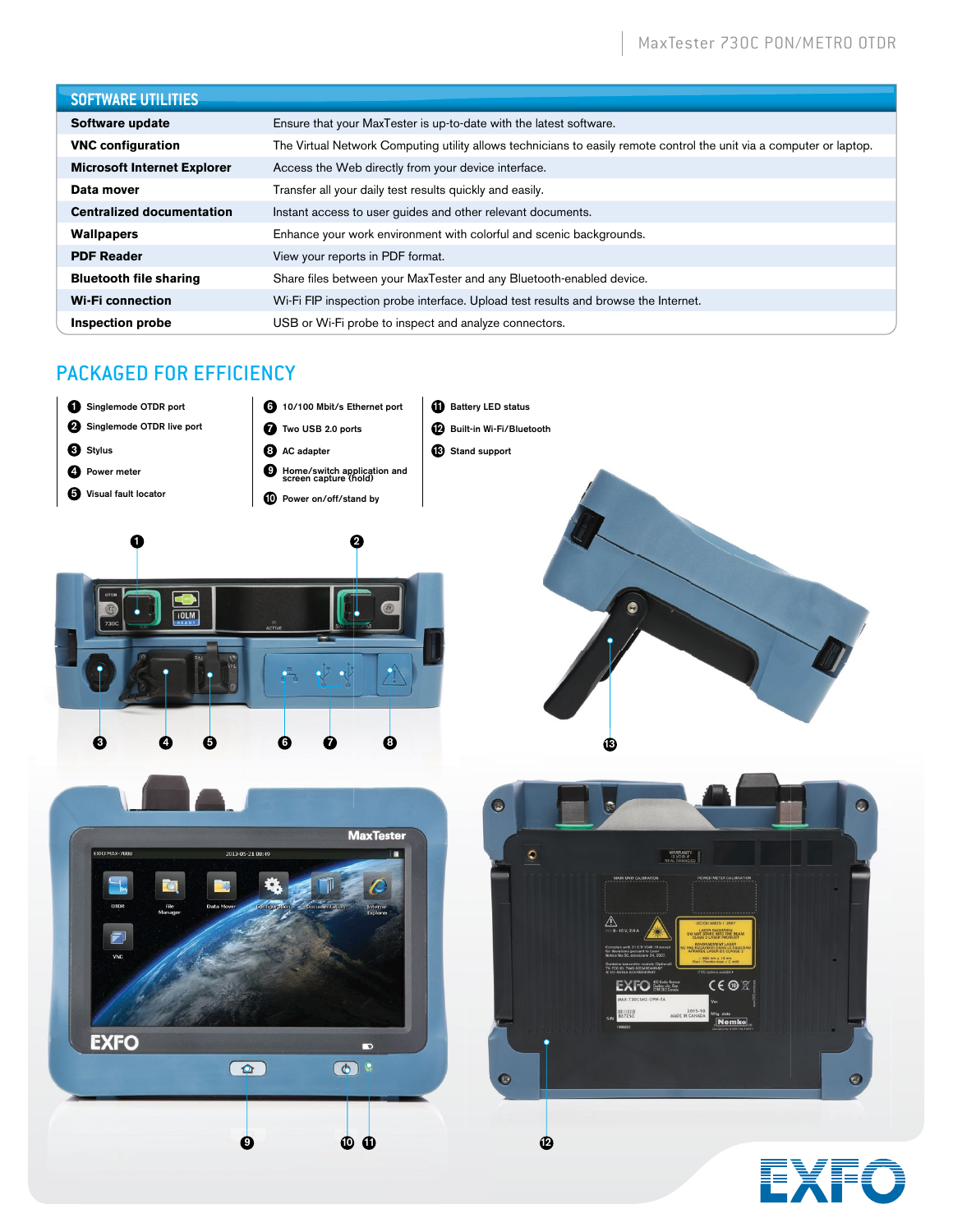## SOFTWARE UTILITIES

| | |
|---|---|
| **Software update** | Ensure that your MaxTester is up-to-date with the latest software. |
| **VNC configuration** | The Virtual Network Computing utility allows technicians to easily remote control the unit via a computer or laptop. |
| **Microsoft Internet Explorer** | Access the Web directly from your device interface. |
| **Data mover** | Transfer all your daily test results quickly and easily. |
| **Centralized documentation** | Instant access to user guides and other relevant documents. |
| **Wallpapers** | Enhance your work environment with colorful and scenic backgrounds. |
| **PDF Reader** | View your reports in PDF format. |
| **Bluetooth file sharing** | Share files between your MaxTester and any Bluetooth-enabled device. |
| **Wi-Fi connection** | Wi-Fi FIP inspection probe interface. Upload test results and browse the Internet. |
| **Inspection probe** | USB or Wi-Fi probe to inspect and analyze connectors. |

## PACKAGED FOR EFFICIENCY

1. Singlemode OTDR port
2. Singlemode OTDR live port
3. Stylus
4. Power meter
5. Visual fault locator
6. 10/100 Mbit/s Ethernet port
7. Two USB 2.0 ports
8. AC adapter
9. Home/switch application and screen capture (hold)
10. Power on/off/stand by
11. Battery LED status
12. Built-in Wi-Fi/Bluetooth
13. Stand support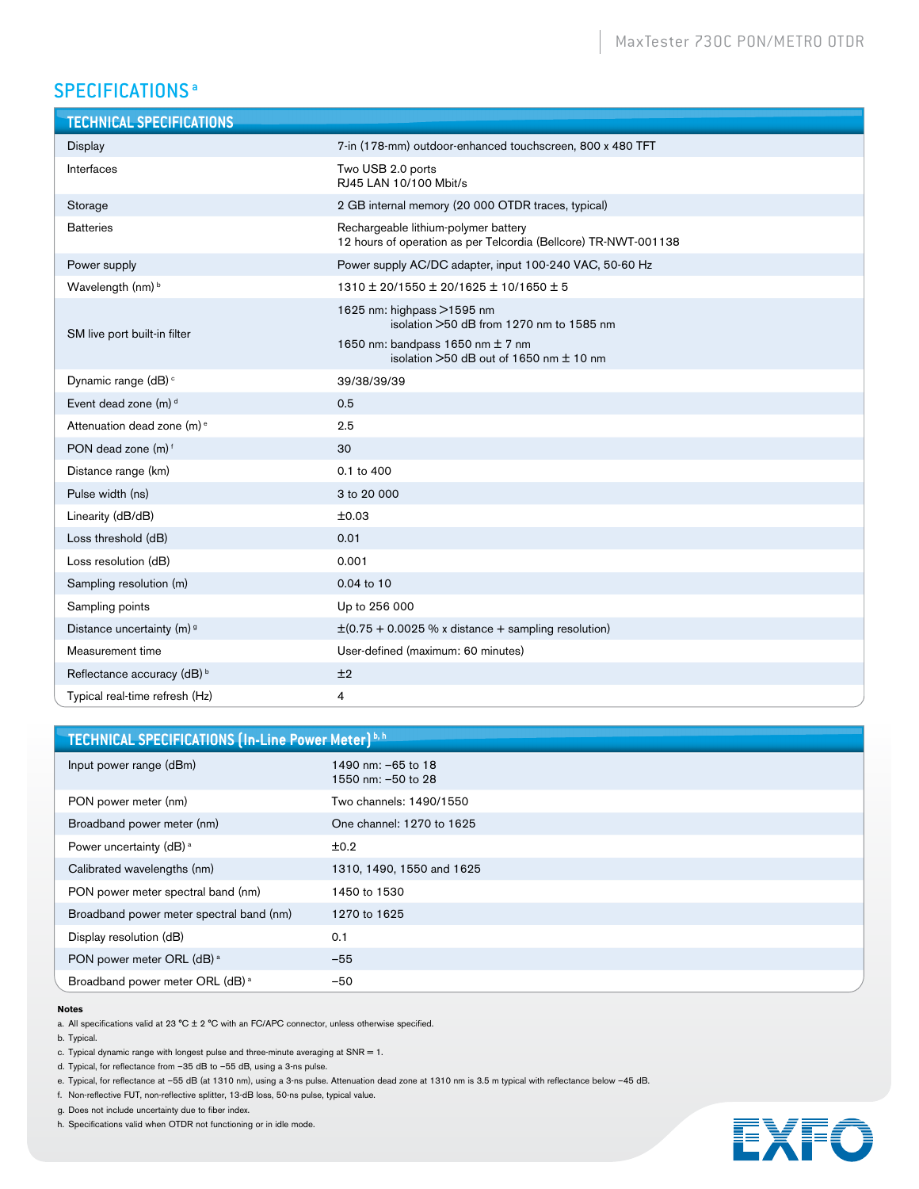## SPECIFICATIONS [a]

| TECHNICAL SPECIFICATIONS | |
|---|---|
| Display | 7-in (178-mm) outdoor-enhanced touchscreen, 800 x 480 TFT |
| Interfaces | Two USB 2.0 ports<br>RJ45 LAN 10/100 Mbit/s |
| Storage | 2 GB internal memory (20 000 OTDR traces, typical) |
| Batteries | Rechargeable lithium-polymer battery<br>12 hours of operation as per Telcordia (Bellcore) TR-NWT-001138 |
| Power supply | Power supply AC/DC adapter, input 100-240 VAC, 50-60 Hz |
| Wavelength (nm) [b] | 1310 ± 20/1550 ± 20/1625 ± 10/1650 ± 5 |
| SM live port built-in filter | 1625 nm: highpass >1595 nm<br>isolation >50 dB from 1270 nm to 1585 nm<br>1650 nm: bandpass 1650 nm ± 7 nm<br>isolation >50 dB out of 1650 nm ± 10 nm |
| Dynamic range (dB) [c] | 39/38/39/39 |
| Event dead zone (m) [d] | 0.5 |
| Attenuation dead zone (m) [e] | 2.5 |
| PON dead zone (m) [f] | 30 |
| Distance range (km) | 0.1 to 400 |
| Pulse width (ns) | 3 to 20 000 |
| Linearity (dB/dB) | ±0.03 |
| Loss threshold (dB) | 0.01 |
| Loss resolution (dB) | 0.001 |
| Sampling resolution (m) | 0.04 to 10 |
| Sampling points | Up to 256 000 |
| Distance uncertainty (m) [g] | ±(0.75 + 0.0025 % x distance + sampling resolution) |
| Measurement time | User-defined (maximum: 60 minutes) |
| Reflectance accuracy (dB) [b] | ±2 |
| Typical real-time refresh (Hz) | 4 |

| TECHNICAL SPECIFICATIONS (In-Line Power Meter) [b, h] | |
|---|---|
| Input power range (dBm) | 1490 nm: –65 to 18<br>1550 nm: –50 to 28 |
| PON power meter (nm) | Two channels: 1490/1550 |
| Broadband power meter (nm) | One channel: 1270 to 1625 |
| Power uncertainty (dB) [a] | ±0.2 |
| Calibrated wavelengths (nm) | 1310, 1490, 1550 and 1625 |
| PON power meter spectral band (nm) | 1450 to 1530 |
| Broadband power meter spectral band (nm) | 1270 to 1625 |
| Display resolution (dB) | 0.1 |
| PON power meter ORL (dB) [a] | –55 |
| Broadband power meter ORL (dB) [a] | –50 |

**Notes**

a. All specifications valid at 23 °C ± 2 °C with an FC/APC connector, unless otherwise specified.

b. Typical.

c. Typical dynamic range with longest pulse and three-minute averaging at SNR = 1.

d. Typical, for reflectance from –35 dB to –55 dB, using a 3-ns pulse.

e. Typical, for reflectance at –55 dB (at 1310 nm), using a 3-ns pulse. Attenuation dead zone at 1310 nm is 3.5 m typical with reflectance below –45 dB.

f. Non-reflective FUT, non-reflective splitter, 13-dB loss, 50-ns pulse, typical value.

g. Does not include uncertainty due to fiber index.

h. Specifications valid when OTDR not functioning or in idle mode.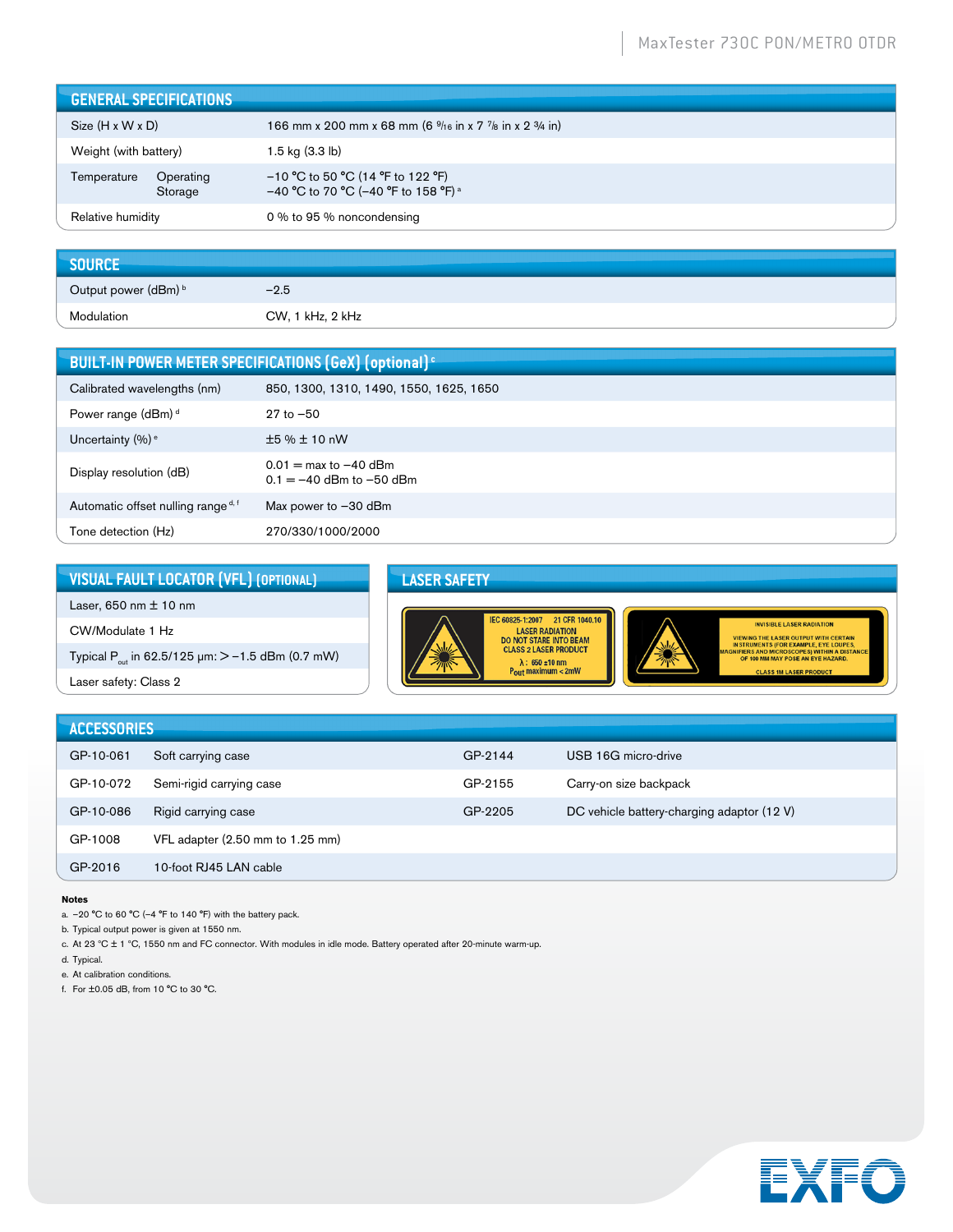## GENERAL SPECIFICATIONS

| | |
|---|---|
| Size (H x W x D) | 166 mm x 200 mm x 68 mm (6 9/16 in x 7 7/8 in x 2 3/4 in) |
| Weight (with battery) | 1.5 kg (3.3 lb) |
| Temperature Operating | –10 °C to 50 °C (14 °F to 122 °F) |
| Temperature Storage | –40 °C to 70 °C (–40 °F to 158 °F) [a] |
| Relative humidity | 0 % to 95 % noncondensing |

## SOURCE

| | |
|---|---|
| Output power (dBm) [b] | –2.5 |
| Modulation | CW, 1 kHz, 2 kHz |

## BUILT-IN POWER METER SPECIFICATIONS (GeX) (optional) [c]

| | |
|---|---|
| Calibrated wavelengths (nm) | 850, 1300, 1310, 1490, 1550, 1625, 1650 |
| Power range (dBm) [d] | 27 to –50 |
| Uncertainty (%) [e] | ±5 % ± 10 nW |
| Display resolution (dB) | 0.01 = max to –40 dBm<br>0.1 = –40 dBm to –50 dBm |
| Automatic offset nulling range [d, f] | Max power to –30 dBm |
| Tone detection (Hz) | 270/330/1000/2000 |

## VISUAL FAULT LOCATOR (VFL) (OPTIONAL)

- Laser, 650 nm ± 10 nm
- CW/Modulate 1 Hz
- Typical $P_{out}$ in 62.5/125 µm: > –1.5 dBm (0.7 mW)
- Laser safety: Class 2

## LASER SAFETY

IEC 60825-1:2007 21 CFR 1040.10
LASER RADIATION
DO NOT STARE INTO BEAM
CLASS 2 LASER PRODUCT
λ : 650 ±10 nm
$P_{out}$ maximum < 2mW

INVISIBLE LASER RADIATION
VIEWING THE LASER OUTPUT WITH CERTAIN INSTRUMENTS (FOR EXAMPLE, EYE LOUPES, MAGNIFIERS AND MICROSCOPES) WITHIN A DISTANCE OF 100 MM MAY POSE AN EYE HAZARD.
CLASS 1M LASER PRODUCT

## ACCESSORIES

| | | | |
|---|---|---|---|
| GP-10-061 | Soft carrying case | GP-2144 | USB 16G micro-drive |
| GP-10-072 | Semi-rigid carrying case | GP-2155 | Carry-on size backpack |
| GP-10-086 | Rigid carrying case | GP-2205 | DC vehicle battery-charging adaptor (12 V) |
| GP-1008 | VFL adapter (2.50 mm to 1.25 mm) | | |
| GP-2016 | 10-foot RJ45 LAN cable | | |

**Notes**

a. –20 °C to 60 °C (–4 °F to 140 °F) with the battery pack.
b. Typical output power is given at 1550 nm.
c. At 23 °C ± 1 °C, 1550 nm and FC connector. With modules in idle mode. Battery operated after 20-minute warm-up.
d. Typical.
e. At calibration conditions.
f. For ±0.05 dB, from 10 °C to 30 °C.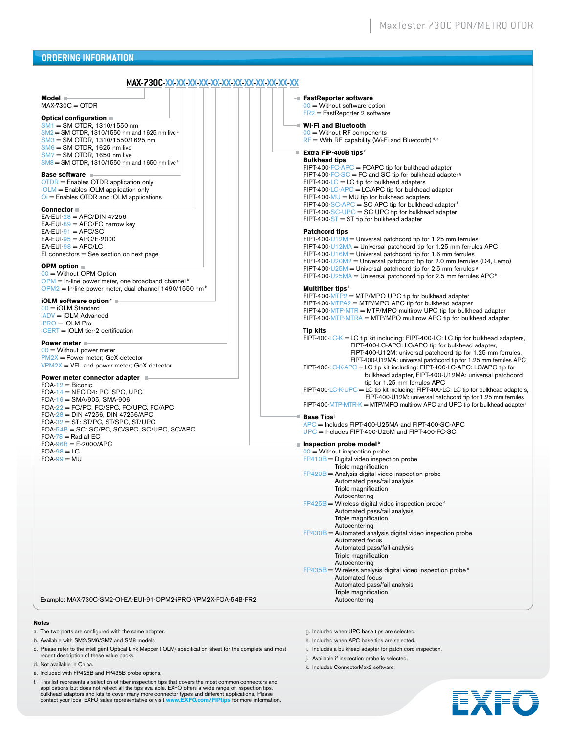## ORDERING INFORMATION

**MAX-730C-XX-XX-XX-XX-XX-XX-XX-XX-XX-XX-XX-XX-XX**

**Model**
MAX-730C = OTDR

**Optical configuration**
SM1 = SM OTDR, 1310/1550 nm
SM2 = SM OTDR, 1310/1550 nm and 1625 nm live [a]
SM3 = SM OTDR, 1310/1550/1625 nm
SM6 = SM OTDR, 1625 nm live
SM7 = SM OTDR, 1650 nm live
SM8 = SM OTDR, 1310/1550 nm and 1650 nm live [a]

**Base software**
OTDR = Enables OTDR application only
iOLM = Enables iOLM application only
Oi = Enables OTDR and iOLM applications

**Connector**
EA-EUI-28 = APC/DIN 47256
EA-EUI-89 = APC/FC narrow key
EA-EUI-91 = APC/SC
EA-EUI-95 = APC/E-2000
EA-EUI-98 = APC/LC
EI connectors = See section on next page

**OPM option**
00 = Without OPM Option
OPM = In-line power meter, one broadband channel [b]
OPM2 = In-line power meter, dual channel 1490/1550 nm [b]

**iOLM software option** [c]
00 = iOLM Standard
iADV = iOLM Advanced
iPRO = iOLM Pro
iCERT = iOLM tier-2 certification

**Power meter**
00 = Without power meter
PM2X = Power meter; GeX detector
VPM2X = VFL and power meter; GeX detector

**Power meter connector adapter**
FOA-12 = Biconic
FOA-14 = NEC D4: PC, SPC, UPC
FOA-16 = SMA/905, SMA-906
FOA-22 = FC/PC, FC/SPC, FC/UPC, FC/APC
FOA-28 = DIN 47256, DIN 47256/APC
FOA-32 = ST: ST/PC, ST/SPC, ST/UPC
FOA-54B = SC: SC/PC, SC/SPC, SC/UPC, SC/APC
FOA-78 = Radiall EC
FOA-96B = E-2000/APC
FOA-98 = LC
FOA-99 = MU

**FastReporter software**
00 = Without software option
FR2 = FastReporter 2 software

**Wi-Fi and Bluetooth**
00 = Without RF components
RF = With RF capability (Wi-Fi and Bluetooth) [d, e]

**Extra FIP-400B tips** [f]

**Bulkhead tips**
FIPT-400-FC-APC = FCAPC tip for bulkhead adapter
FIPT-400-FC-SC = FC and SC tip for bulkhead adapter [g]
FIPT-400-LC = LC tip for bulkhead adapters
FIPT-400-LC-APC = LC/APC tip for bulkhead adapter
FIPT-400-MU = MU tip for bulkhead adapters
FIPT-400-SC-APC = SC APC tip for bulkhead adapter [h]
FIPT-400-SC-UPC = SC UPC tip for bulkhead adapter
FIPT-400-ST = ST tip for bulkhead adapter

**Patchcord tips**
FIPT-400-U12M = Universal patchcord tip for 1.25 mm ferrules
FIPT-400-U12MA = Universal patchcord tip for 1.25 mm ferrules APC
FIPT-400-U16M = Universal patchcord tip for 1.6 mm ferrules
FIPT-400-U20M2 = Universal patchcord tip for 2.0 mm ferrules (D4, Lemo)
FIPT-400-U25M = Universal patchcord tip for 2.5 mm ferrules [g]
FIPT-400-U25MA = Universal patchcord tip for 2.5 mm ferrules APC [h]

**Multifiber tips** [i]
FIPT-400-MTP2 = MTP/MPO UPC tip for bulkhead adapter
FIPT-400-MTPA2 = MTP/MPO APC tip for bulkhead adapter
FIPT-400-MTP-MTR = MTP/MPO multirow UPC tip for bulkhead adapter
FIPT-400-MTP-MTRA = MTP/MPO multirow APC tip for bulkhead adapter

**Tip kits**
FIPT-400-LC-K = LC tip kit including: FIPT-400-LC: LC tip for bulkhead adapters, FIPT-400-LC-APC: LC/APC tip for bulkhead adapter, FIPT-400-U12M: universal patchcord tip for 1.25 mm ferrules, FIPT-400-U12MA: universal patchcord tip for 1.25 mm ferrules APC
FIPT-400-LC-K-APC = LC tip kit including: FIPT-400-LC-APC: LC/APC tip for bulkhead adapter, FIPT-400-U12MA: universal patchcord tip for 1.25 mm ferrules APC
FIPT-400-LC-K-UPC = LC tip kit including: FIPT-400-LC: LC tip for bulkhead adapters, FIPT-400-U12M: universal patchcord tip for 1.25 mm ferrules
FIPT-400-MTP-MTR-K = MTP/MPO multirow APC and UPC tip for bulkhead adapter [i]

**Base Tips** [j]
APC = Includes FIPT-400-U25MA and FIPT-400-SC-APC
UPC = Includes FIPT-400-U25M and FIPT-400-FC-SC

**Inspection probe model** [k]
00 = Without inspection probe
FP410B = Digital video inspection probe
Triple magnification
FP420B = Analysis digital video inspection probe
Automated pass/fail analysis
Triple magnification
Autocentering
FP425B = Wireless digital video inspection probe [e]
Automated pass/fail analysis
Triple magnification
Autocentering
FP430B = Automated analysis digital video inspection probe
Automated focus
Automated pass/fail analysis
Triple magnification
Autocentering
FP435B = Wireless analysis digital video inspection probe [e]
Automated focus
Automated pass/fail analysis
Triple magnification
Autocentering

Example: MAX-730C-SM2-OI-EA-EUI-91-OPM2-iPRO-VPM2X-FOA-54B-FR2

**Notes**

a. The two ports are configured with the same adapter.
b. Available with SM2/SM6/SM7 and SM8 models
c. Please refer to the intelligent Optical Link Mapper (iOLM) specification sheet for the complete and most recent description of these value packs.
d. Not available in China.
e. Included with FP425B and FP435B probe options.
f. This list represents a selection of fiber inspection tips that covers the most common connectors and applications but does not reflect all the tips available. EXFO offers a wide range of inspection tips, bulkhead adaptors and kits to cover many more connector types and different applications. Please contact your local EXFO sales representative or visit **www.EXFO.com/FIPtips** for more information.
g. Included when UPC base tips are selected.
h. Included when APC base tips are selected.
i. Includes a bulkhead adapter for patch cord inspection.
j. Available if inspection probe is selected.
k. Includes ConnectorMax2 software.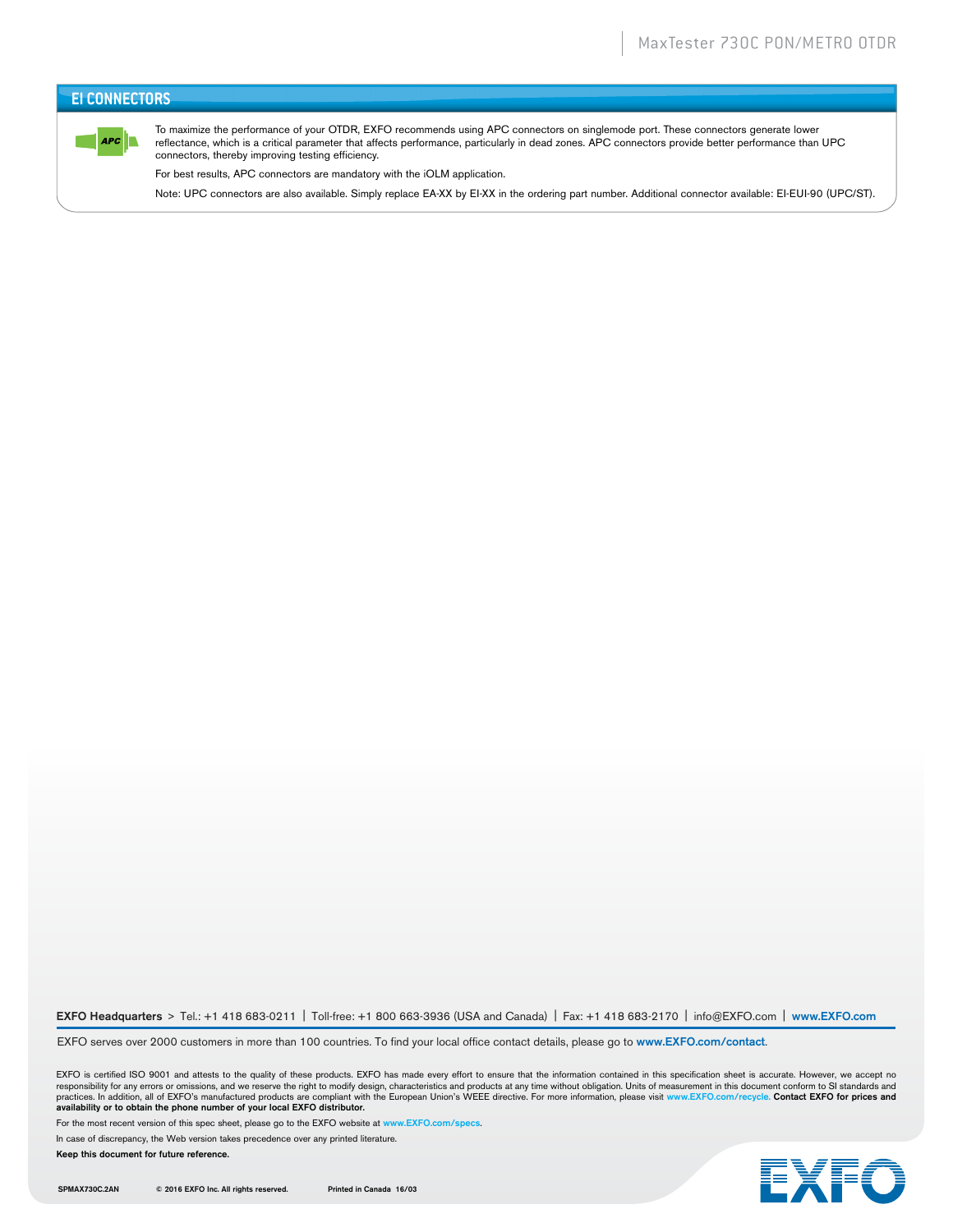## EI CONNECTORS

APC

To maximize the performance of your OTDR, EXFO recommends using APC connectors on singlemode port. These connectors generate lower reflectance, which is a critical parameter that affects performance, particularly in dead zones. APC connectors provide better performance than UPC connectors, thereby improving testing efficiency.

For best results, APC connectors are mandatory with the iOLM application.

Note: UPC connectors are also available. Simply replace EA-XX by EI-XX in the ordering part number. Additional connector available: EI-EUI-90 (UPC/ST).

**EXFO Headquarters** > Tel.: +1 418 683-0211 | Toll-free: +1 800 663-3936 (USA and Canada) | Fax: +1 418 683-2170 | info@EXFO.com | **www.EXFO.com**

EXFO serves over 2000 customers in more than 100 countries. To find your local office contact details, please go to **www.EXFO.com/contact**.

EXFO is certified ISO 9001 and attests to the quality of these products. EXFO has made every effort to ensure that the information contained in this specification sheet is accurate. However, we accept no responsibility for any errors or omissions, and we reserve the right to modify design, characteristics and products at any time without obligation. Units of measurement in this document conform to SI standards and practices. In addition, all of EXFO's manufactured products are compliant with the European Union's WEEE directive. For more information, please visit www.EXFO.com/recycle. **Contact EXFO for prices and availability or to obtain the phone number of your local EXFO distributor.**

For the most recent version of this spec sheet, please go to the EXFO website at www.EXFO.com/specs.

In case of discrepancy, the Web version takes precedence over any printed literature.

**Keep this document for future reference.**

SPMAX730C.2AN © 2016 EXFO Inc. All rights reserved. Printed in Canada 16/03

EXFO